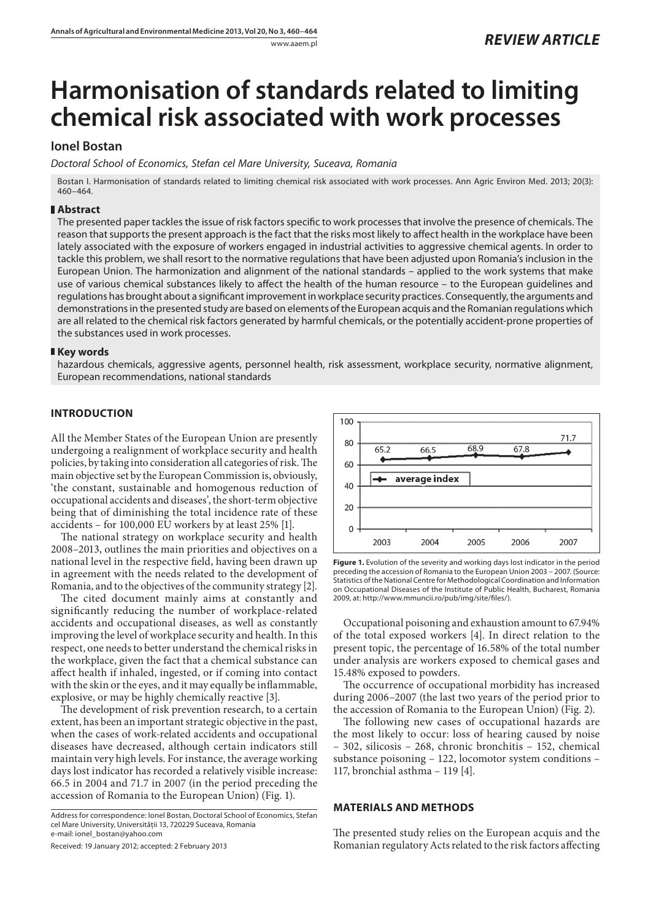*REVIEW ARTICLE*

# Harmonisation of standards related to limiting chemical risk associated with work processes

**Ionel Bostan**

*Doctoral School of Economics, Stefan cel Mare University, Suceava, Romania*

Bostan I. Harmonisation of standards related to limiting chemical risk associated with work processes. Ann Agric Environ Med. 2013; 20(3): 460–464.

## Abstract

The presented paper tackles the issue of risk factors specific to work processes that involve the presence of chemicals. The reason that supports the present approach is the fact that the risks most likely to affect health in the workplace have been lately associated with the exposure of workers engaged in industrial activities to aggressive chemical agents. In order to tackle this problem, we shall resort to the normative regulations that have been adjusted upon Romania's inclusion in the European Union. The harmonization and alignment of the national standards – applied to the work systems that make use of various chemical substances likely to affect the health of the human resource – to the European guidelines and regulations has brought about a significant improvement in workplace security practices. Consequently, the arguments and demonstrations in the presented study are based on elements of the European acquis and the Romanian regulations which are all related to the chemical risk factors generated by harmful chemicals, or the potentially accident-prone properties of the substances used in work processes.

## Key words

hazardous chemicals, aggressive agents, personnel health, risk assessment, workplace security, normative alignment, European recommendations, national standards

## INTRODUCTION

All the Member States of the European Union are presently undergoing a realignment of workplace security and health policies, by taking into consideration all categories of risk. The main objective set by the European Commission is, obviously, 'the constant, sustainable and homogenous reduction of occupational accidents and diseases', the short-term objective being that of diminishing the total incidence rate of these accidents – for 100,000 EU workers by at least 25% [1].

The national strategy on workplace security and health 2008–2013, outlines the main priorities and objectives on a national level in the respective field, having been drawn up in agreement with the needs related to the development of Romania, and to the objectives of the community strategy [2].

The cited document mainly aims at constantly and significantly reducing the number of workplace-related accidents and occupational diseases, as well as constantly improving the level of workplace security and health. In this respect, one needs to better understand the chemical risks in the workplace, given the fact that a chemical substance can affect health if inhaled, ingested, or if coming into contact with the skin or the eyes, and it may equally be inflammable, explosive, or may be highly chemically reactive [3].

The development of risk prevention research, to a certain extent, has been an important strategic objective in the past, when the cases of work-related accidents and occupational diseases have decreased, although certain indicators still maintain very high levels. For instance, the average working days lost indicator has recorded a relatively visible increase: 66.5 in 2004 and 71.7 in 2007 (in the period preceding the accession of Romania to the European Union) (Fig. 1).

| | 2003 | 2004 | 2005 | 2006 | 2007 |
|---|---|---|---|---|---|
| average index | 65.2 | 66.5 | 68.9 | 67.8 | 71.7 |

**Figure 1.** Evolution of the severity and working days lost indicator in the period preceding the accession of Romania to the European Union 2003 – 2007. (Source: Statistics of the National Centre for Methodological Coordination and Information on Occupational Diseases of the Institute of Public Health, Bucharest, Romania 2009, at: http://www.mmuncii.ro/pub/img/site/files/).

Occupational poisoning and exhaustion amount to 67.94% of the total exposed workers [4]. In direct relation to the present topic, the percentage of 16.58% of the total number under analysis are workers exposed to chemical gases and 15.48% exposed to powders.

The occurrence of occupational morbidity has increased during 2006–2007 (the last two years of the period prior to the accession of Romania to the European Union) (Fig. 2).

The following new cases of occupational hazards are the most likely to occur: loss of hearing caused by noise – 302, silicosis – 268, chronic bronchitis – 152, chemical substance poisoning – 122, locomotor system conditions – 117, bronchial asthma – 119 [4].

## MATERIALS AND METHODS

The presented study relies on the European acquis and the Romanian regulatory Acts related to the risk factors affecting

Address for correspondence: Ionel Bostan, Doctoral School of Economics, Stefan cel Mare University, Universității 13, 720229 Suceava, Romania
e-mail: ionel_bostan@yahoo.com

Received: 19 January 2012; accepted: 2 February 2013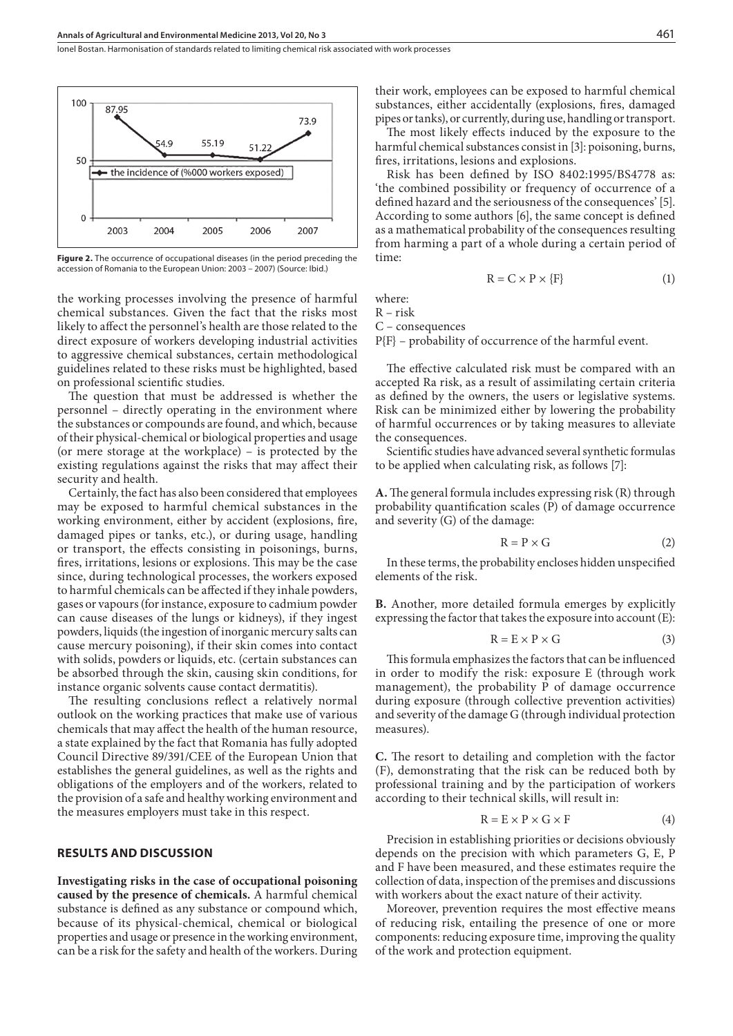Figure 2. The occurrence of occupational diseases (in the period preceding the accession of Romania to the European Union: 2003 – 2007) (Source: Ibid.)

the working processes involving the presence of harmful chemical substances. Given the fact that the risks most likely to affect the personnel's health are those related to the direct exposure of workers developing industrial activities to aggressive chemical substances, certain methodological guidelines related to these risks must be highlighted, based on professional scientific studies.

The question that must be addressed is whether the personnel – directly operating in the environment where the substances or compounds are found, and which, because of their physical-chemical or biological properties and usage (or mere storage at the workplace) – is protected by the existing regulations against the risks that may affect their security and health.

Certainly, the fact has also been considered that employees may be exposed to harmful chemical substances in the working environment, either by accident (explosions, fire, damaged pipes or tanks, etc.), or during usage, handling or transport, the effects consisting in poisonings, burns, fires, irritations, lesions or explosions. This may be the case since, during technological processes, the workers exposed to harmful chemicals can be affected if they inhale powders, gases or vapours (for instance, exposure to cadmium powder can cause diseases of the lungs or kidneys), if they ingest powders, liquids (the ingestion of inorganic mercury salts can cause mercury poisoning), if their skin comes into contact with solids, powders or liquids, etc. (certain substances can be absorbed through the skin, causing skin conditions, for instance organic solvents cause contact dermatitis).

The resulting conclusions reflect a relatively normal outlook on the working practices that make use of various chemicals that may affect the health of the human resource, a state explained by the fact that Romania has fully adopted Council Directive 89/391/CEE of the European Union that establishes the general guidelines, as well as the rights and obligations of the employers and of the workers, related to the provision of a safe and healthy working environment and the measures employers must take in this respect.

## RESULTS AND DISCUSSION

**Investigating risks in the case of occupational poisoning caused by the presence of chemicals.** A harmful chemical substance is defined as any substance or compound which, because of its physical-chemical, chemical or biological properties and usage or presence in the working environment, can be a risk for the safety and health of the workers. During their work, employees can be exposed to harmful chemical substances, either accidentally (explosions, fires, damaged pipes or tanks), or currently, during use, handling or transport.

The most likely effects induced by the exposure to the harmful chemical substances consist in [3]: poisoning, burns, fires, irritations, lesions and explosions.

Risk has been defined by ISO 8402:1995/BS4778 as: 'the combined possibility or frequency of occurrence of a defined hazard and the seriousness of the consequences' [5]. According to some authors [6], the same concept is defined as a mathematical probability of the consequences resulting from harming a part of a whole during a certain period of time:

$$R = C \times P \times \{F\} \quad (1)$$

where:
R – risk
C – consequences
P{F} – probability of occurrence of the harmful event.

The effective calculated risk must be compared with an accepted Ra risk, as a result of assimilating certain criteria as defined by the owners, the users or legislative systems. Risk can be minimized either by lowering the probability of harmful occurrences or by taking measures to alleviate the consequences.

Scientific studies have advanced several synthetic formulas to be applied when calculating risk, as follows [7]:

**A.** The general formula includes expressing risk (R) through probability quantification scales (P) of damage occurrence and severity (G) of the damage:

$$R = P \times G \quad (2)$$

In these terms, the probability encloses hidden unspecified elements of the risk.

**B.** Another, more detailed formula emerges by explicitly expressing the factor that takes the exposure into account (E):

$$R = E \times P \times G \quad (3)$$

This formula emphasizes the factors that can be influenced in order to modify the risk: exposure E (through work management), the probability P of damage occurrence during exposure (through collective prevention activities) and severity of the damage G (through individual protection measures).

**C.** The resort to detailing and completion with the factor (F), demonstrating that the risk can be reduced both by professional training and by the participation of workers according to their technical skills, will result in:

$$R = E \times P \times G \times F \quad (4)$$

Precision in establishing priorities or decisions obviously depends on the precision with which parameters G, E, P and F have been measured, and these estimates require the collection of data, inspection of the premises and discussions with workers about the exact nature of their activity.

Moreover, prevention requires the most effective means of reducing risk, entailing the presence of one or more components: reducing exposure time, improving the quality of the work and protection equipment.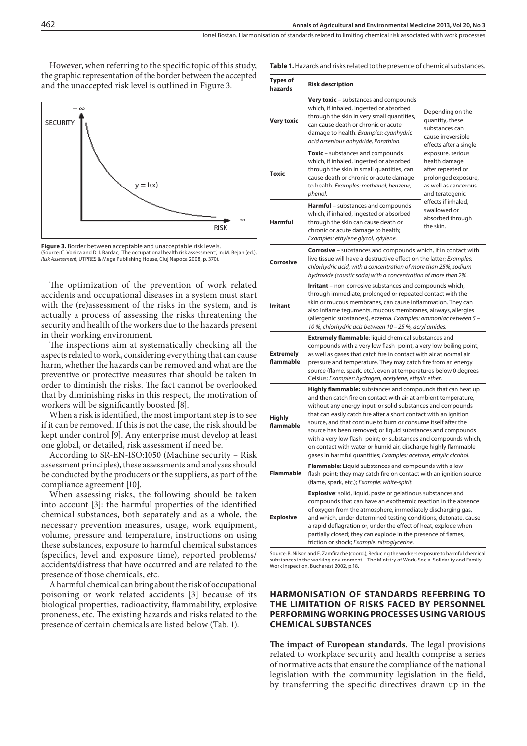However, when referring to the specific topic of this study, the graphic representation of the border between the accepted and the unaccepted risk level is outlined in Figure 3.

**Figure 3.** Border between acceptable and unacceptable risk levels. (Source: C. Vonica and D. I. Bardac, 'The occupational health risk assessment', In: M. Bejan (ed.), *Risk Assessment*, UTPRES & Mega Publishing House, Cluj Napoca 2008, p. 370).

The optimization of the prevention of work related accidents and occupational diseases in a system must start with the (re)assessment of the risks in the system, and is actually a process of assessing the risks threatening the security and health of the workers due to the hazards present in their working environment.

The inspections aim at systematically checking all the aspects related to work, considering everything that can cause harm, whether the hazards can be removed and what are the preventive or protective measures that should be taken in order to diminish the risks. The fact cannot be overlooked that by diminishing risks in this respect, the motivation of workers will be significantly boosted [8].

When a risk is identified, the most important step is to see if it can be removed. If this is not the case, the risk should be kept under control [9]. Any enterprise must develop at least one global, or detailed, risk assessment if need be.

According to SR-EN-ISO:1050 (Machine security – Risk assessment principles), these assessments and analyses should be conducted by the producers or the suppliers, as part of the compliance agreement [10].

When assessing risks, the following should be taken into account [3]: the harmful properties of the identified chemical substances, both separately and as a whole, the necessary prevention measures, usage, work equipment, volume, pressure and temperature, instructions on using these substances, exposure to harmful chemical substances (specifics, level and exposure time), reported problems/accidents/distress that have occurred and are related to the presence of those chemicals, etc.

A harmful chemical can bring about the risk of occupational poisoning or work related accidents [3] because of its biological properties, radioactivity, flammability, explosive proneness, etc. The existing hazards and risks related to the presence of certain chemicals are listed below (Tab. 1).

**Table 1.** Hazards and risks related to the presence of chemical substances.

| Types of hazards | Risk description | |
|---|---|---|
| **Very toxic** | **Very toxic** – substances and compounds which, if inhaled, ingested or absorbed through the skin in very small quantities, can cause death or chronic or acute damage to health. *Examples: cyanhydric acid arsenious anhydride, Parathion.* | Depending on the quantity, these substances can cause irreversible effects after a single exposure, serious health damage after repeated or prolonged exposure, as well as cancerous and teratogenic effects if inhaled, swallowed or absorbed through the skin. |
| **Toxic** | **Toxic** – substances and compounds which, if inhaled, ingested or absorbed through the skin in small quantities, can cause death or chronic or acute damage to health. *Examples: methanol, benzene, phenol.* | |
| **Harmful** | **Harmful** – substances and compounds which, if inhaled, ingested or absorbed through the skin can cause death or chronic or acute damage to health; *Examples: ethylene glycol, xylylene.* | |
| **Corrosive** | **Corrosive** – substances and compounds which, if in contact with live tissue will have a destructive effect on the latter; *Examples: chlorhydric acid, with a concentration of more than 25%, sodium hydroxide (caustic soda) with a concentration of more than 2%.* | |
| **Irritant** | **Irritant** – non-corrosive substances and compounds which, through immediate, prolonged or repeated contact with the skin or mucous membranes, can cause inflammation. They can also inflame teguments, mucous membranes, airways, allergies (allergenic substances), eczema. *Examples: ammoniac between 5 – 10 %, chlorhydric acis between 10 – 25 %, acryl amides.* | |
| **Extremely flammable** | **Extremely flammable**: liquid chemical substances and compounds with a very low flash- point, a very low boiling point, as well as gases that catch fire in contact with air at normal air pressure and temperature. They may catch fire from an energy source (flame, spark, etc.), even at temperatures below 0 degrees Celsius; *Examples: hydrogen, acetylene, ethylic ether.* | |
| **Highly flammable** | **Highly flammable:** substances and compounds that can heat up and then catch fire on contact with air at ambient temperature, without any energy input; or solid substances and compounds that can easily catch fire after a short contact with an ignition source, and that continue to burn or consume itself after the source has been removed; or liquid substances and compounds with a very low flash- point; or substances and compounds which, on contact with water or humid air, discharge highly flammable gases in harmful quantities; *Examples: acetone, ethylic alcohol.* | |
| **Flammable** | **Flammable:** Liquid substances and compounds with a low flash-point; they may catch fire on contact with an ignition source (flame, spark, etc.); *Example: white-spirit.* | |
| **Explosive** | **Explosive**: solid, liquid, paste or gelatinous substances and compounds that can have an exothermic reaction in the absence of oxygen from the atmosphere, immediately discharging gas, and which, under determined testing conditions, detonate, cause a rapid deflagration or, under the effect of heat, explode when partially closed; they can explode in the presence of flames, friction or shock; *Example: nitroglycerine.* | |

Source: B. Nilson and E. Zamfirache (coord.), Reducing the workers exposure to harmful chemical substances in the working environment – The Ministry of Work, Social Solidarity and Family – Work Inspection, Bucharest 2002, p.18.

## HARMONISATION OF STANDARDS REFERRING TO THE LIMITATION OF RISKS FACED BY PERSONNEL PERFORMING WORKING PROCESSES USING VARIOUS CHEMICAL SUBSTANCES

**The impact of European standards.** The legal provisions related to workplace security and health comprise a series of normative acts that ensure the compliance of the national legislation with the community legislation in the field, by transferring the specific directives drawn up in the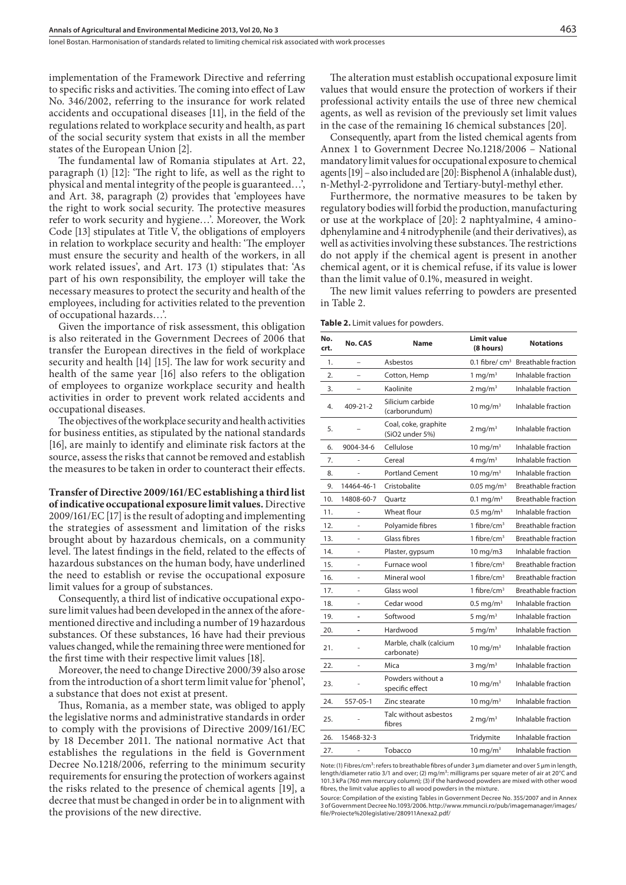implementation of the Framework Directive and referring to specific risks and activities. The coming into effect of Law No. 346/2002, referring to the insurance for work related accidents and occupational diseases [11], in the field of the regulations related to workplace security and health, as part of the social security system that exists in all the member states of the European Union [2].

The fundamental law of Romania stipulates at Art. 22, paragraph (1) [12]: 'The right to life, as well as the right to physical and mental integrity of the people is guaranteed…', and Art. 38, paragraph (2) provides that 'employees have the right to work social security. The protective measures refer to work security and hygiene…'. Moreover, the Work Code [13] stipulates at Title V, the obligations of employers in relation to workplace security and health: 'The employer must ensure the security and health of the workers, in all work related issues', and Art. 173 (1) stipulates that: 'As part of his own responsibility, the employer will take the necessary measures to protect the security and health of the employees, including for activities related to the prevention of occupational hazards…'.

Given the importance of risk assessment, this obligation is also reiterated in the Government Decrees of 2006 that transfer the European directives in the field of workplace security and health [14] [15]. The law for work security and health of the same year [16] also refers to the obligation of employees to organize workplace security and health activities in order to prevent work related accidents and occupational diseases.

The objectives of the workplace security and health activities for business entities, as stipulated by the national standards [16], are mainly to identify and eliminate risk factors at the source, assess the risks that cannot be removed and establish the measures to be taken in order to counteract their effects.

**Transfer of Directive 2009/161/EC establishing a third list of indicative occupational exposure limit values.** Directive 2009/161/EC [17] is the result of adopting and implementing the strategies of assessment and limitation of the risks brought about by hazardous chemicals, on a community level. The latest findings in the field, related to the effects of hazardous substances on the human body, have underlined the need to establish or revise the occupational exposure limit values for a group of substances.

Consequently, a third list of indicative occupational exposure limit values had been developed in the annex of the aforementioned directive and including a number of 19 hazardous substances. Of these substances, 16 have had their previous values changed, while the remaining three were mentioned for the first time with their respective limit values [18].

Moreover, the need to change Directive 2000/39 also arose from the introduction of a short term limit value for 'phenol', a substance that does not exist at present.

Thus, Romania, as a member state, was obliged to apply the legislative norms and administrative standards in order to comply with the provisions of Directive 2009/161/EC by 18 December 2011. The national normative Act that establishes the regulations in the field is Government Decree No.1218/2006, referring to the minimum security requirements for ensuring the protection of workers against the risks related to the presence of chemical agents [19], a decree that must be changed in order be in to alignment with the provisions of the new directive.

The alteration must establish occupational exposure limit values that would ensure the protection of workers if their professional activity entails the use of three new chemical agents, as well as revision of the previously set limit values in the case of the remaining 16 chemical substances [20].

Consequently, apart from the listed chemical agents from Annex 1 to Government Decree No.1218/2006 – National mandatory limit values for occupational exposure to chemical agents [19] – also included are [20]: Bisphenol A (inhalable dust), n-Methyl-2-pyrrolidone and Tertiary-butyl-methyl ether.

Furthermore, the normative measures to be taken by regulatory bodies will forbid the production, manufacturing or use at the workplace of [20]: 2 naphtyalmine, 4 aminodphenylamine and 4 nitrodyphenile (and their derivatives), as well as activities involving these substances. The restrictions do not apply if the chemical agent is present in another chemical agent, or it is chemical refuse, if its value is lower than the limit value of 0.1%, measured in weight.

The new limit values referring to powders are presented in Table 2.

**Table 2.** Limit values for powders.

| No. crt. | No. CAS | Name | Limit value (8 hours) | Notations |
|---|---|---|---|---|
| 1. | – | Asbestos | 0.1 fibre/ cm³ | Breathable fraction |
| 2. | – | Cotton, Hemp | 1 mg/m³ | Inhalable fraction |
| 3. | – | Kaolinite | 2 mg/m³ | Inhalable fraction |
| 4. | 409-21-2 | Silicium carbide (carborundum) | 10 mg/m³ | Inhalable fraction |
| 5. | – | Coal, coke, graphite (SiO2 under 5%) | 2 mg/m³ | Inhalable fraction |
| 6. | 9004-34-6 | Cellulose | 10 mg/m³ | Inhalable fraction |
| 7. | - | Cereal | 4 mg/m³ | Inhalable fraction |
| 8. | - | Portland Cement | 10 mg/m³ | Inhalable fraction |
| 9. | 14464-46-1 | Cristobalite | 0.05 mg/m³ | Breathable fraction |
| 10. | 14808-60-7 | Quartz | 0.1 mg/m³ | Breathable fraction |
| 11. | - | Wheat flour | 0.5 mg/m³ | Inhalable fraction |
| 12. | - | Polyamide fibres | 1 fibre/cm³ | Breathable fraction |
| 13. | - | Glass fibres | 1 fibre/cm³ | Breathable fraction |
| 14. | - | Plaster, gypsum | 10 mg/m3 | Inhalable fraction |
| 15. | - | Furnace wool | 1 fibre/cm³ | Breathable fraction |
| 16. | - | Mineral wool | 1 fibre/cm³ | Breathable fraction |
| 17. | - | Glass wool | 1 fibre/cm³ | Breathable fraction |
| 18. | - | Cedar wood | 0.5 mg/m³ | Inhalable fraction |
| 19. | - | Softwood | 5 mg/m³ | Inhalable fraction |
| 20. | - | Hardwood | 5 mg/m³ | Inhalable fraction |
| 21. | - | Marble, chalk (calcium carbonate) | 10 mg/m³ | Inhalable fraction |
| 22. | - | Mica | 3 mg/m³ | Inhalable fraction |
| 23. | - | Powders without a specific effect | 10 mg/m³ | Inhalable fraction |
| 24. | 557-05-1 | Zinc stearate | 10 mg/m³ | Inhalable fraction |
| 25. | - | Talc without asbestos fibres | 2 mg/m³ | Inhalable fraction |
| 26. | 15468-32-3 | | Tridymite | Inhalable fraction |
| 27. | - | Tobacco | 10 mg/m³ | Inhalable fraction |

Note: (1) Fibres/cm³: refers to breathable fibres of under 3 μm diameter and over 5 μm in length, length/diameter ratio 3/1 and over; (2) mg/m³: milligrams per square meter of air at 20°C and 101.3 kPa (760 mm mercury column); (3) if the hardwood powders are mixed with other wood fibres, the limit value applies to all wood powders in the mixture.

Source: Compilation of the existing Tables in Government Decree No. 355/2007 and in Annex 3 of Government Decree No.1093/2006. http://www.mmuncii.ro/pub/imagemanager/images/file/Proiecte%20legislative/280911Anexa2.pdf/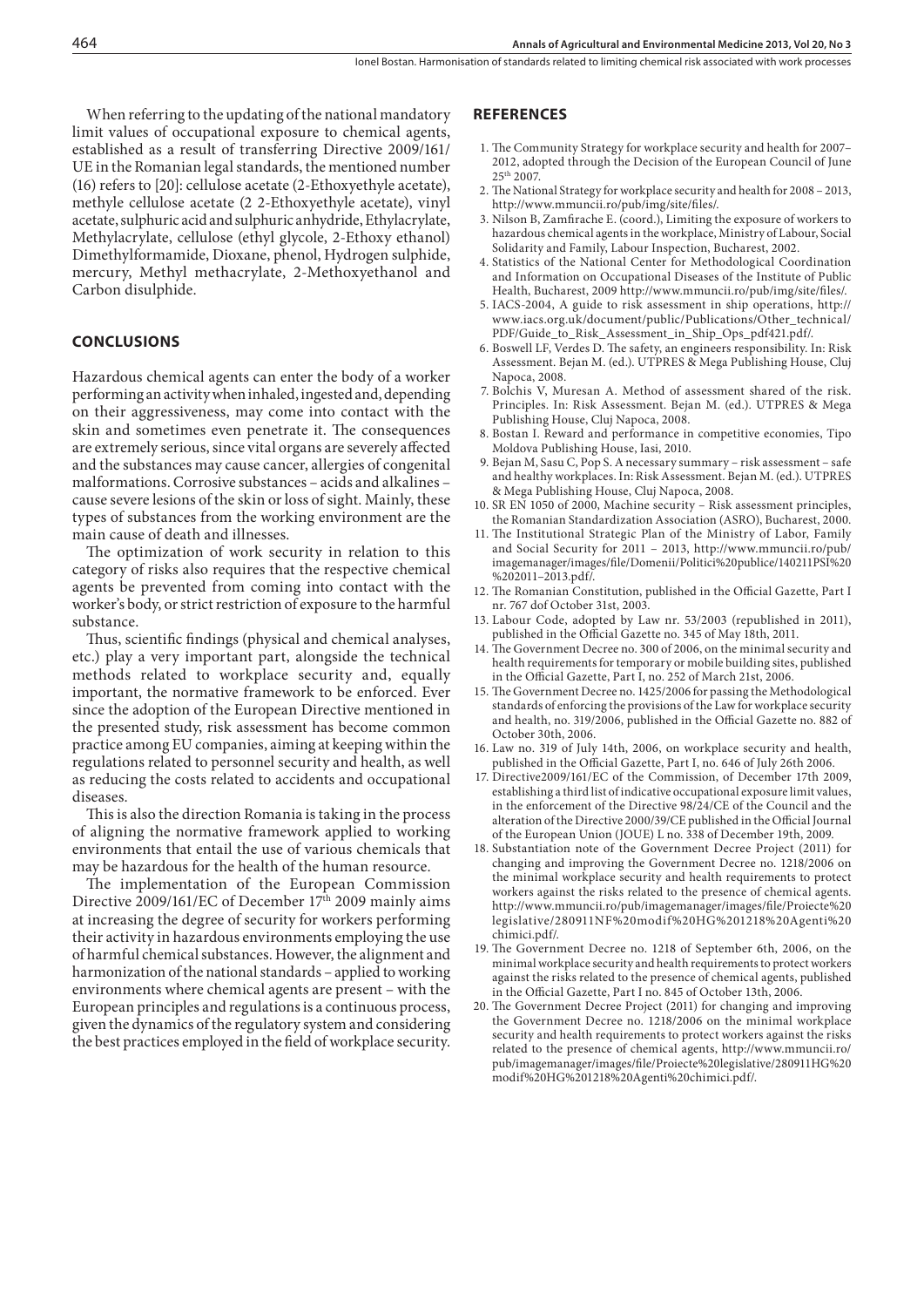When referring to the updating of the national mandatory limit values of occupational exposure to chemical agents, established as a result of transferring Directive 2009/161/UE in the Romanian legal standards, the mentioned number (16) refers to [20]: cellulose acetate (2-Ethoxyethyle acetate), methyle cellulose acetate (2 2-Ethoxyethyle acetate), vinyl acetate, sulphuric acid and sulphuric anhydride, Ethylacrylate, Methylacrylate, cellulose (ethyl glycole, 2-Ethoxy ethanol) Dimethylformamide, Dioxane, phenol, Hydrogen sulphide, mercury, Methyl methacrylate, 2-Methoxyethanol and Carbon disulphide.

## CONCLUSIONS

Hazardous chemical agents can enter the body of a worker performing an activity when inhaled, ingested and, depending on their aggressiveness, may come into contact with the skin and sometimes even penetrate it. The consequences are extremely serious, since vital organs are severely affected and the substances may cause cancer, allergies of congenital malformations. Corrosive substances – acids and alkalines – cause severe lesions of the skin or loss of sight. Mainly, these types of substances from the working environment are the main cause of death and illnesses.

The optimization of work security in relation to this category of risks also requires that the respective chemical agents be prevented from coming into contact with the worker's body, or strict restriction of exposure to the harmful substance.

Thus, scientific findings (physical and chemical analyses, etc.) play a very important part, alongside the technical methods related to workplace security and, equally important, the normative framework to be enforced. Ever since the adoption of the European Directive mentioned in the presented study, risk assessment has become common practice among EU companies, aiming at keeping within the regulations related to personnel security and health, as well as reducing the costs related to accidents and occupational diseases.

This is also the direction Romania is taking in the process of aligning the normative framework applied to working environments that entail the use of various chemicals that may be hazardous for the health of the human resource.

The implementation of the European Commission Directive 2009/161/EC of December 17th 2009 mainly aims at increasing the degree of security for workers performing their activity in hazardous environments employing the use of harmful chemical substances. However, the alignment and harmonization of the national standards – applied to working environments where chemical agents are present – with the European principles and regulations is a continuous process, given the dynamics of the regulatory system and considering the best practices employed in the field of workplace security.

## REFERENCES

1. The Community Strategy for workplace security and health for 2007–2012, adopted through the Decision of the European Council of June 25th 2007.
2. The National Strategy for workplace security and health for 2008 – 2013, http://www.mmuncii.ro/pub/img/site/files/.
3. Nilson B, Zamfirache E. (coord.), Limiting the exposure of workers to hazardous chemical agents in the workplace, Ministry of Labour, Social Solidarity and Family, Labour Inspection, Bucharest, 2002.
4. Statistics of the National Center for Methodological Coordination and Information on Occupational Diseases of the Institute of Public Health, Bucharest, 2009 http://www.mmuncii.ro/pub/img/site/files/.
5. IACS-2004, A guide to risk assessment in ship operations, http://www.iacs.org.uk/document/public/Publications/Other_technical/PDF/Guide_to_Risk_Assessment_in_Ship_Ops_pdf421.pdf/.
6. Boswell LF, Verdes D. The safety, an engineers responsibility. In: Risk Assessment. Bejan M. (ed.). UTPRES & Mega Publishing House, Cluj Napoca, 2008.
7. Bolchis V, Muresan A. Method of assessment shared of the risk. Principles. In: Risk Assessment. Bejan M. (ed.). UTPRES & Mega Publishing House, Cluj Napoca, 2008.
8. Bostan I. Reward and performance in competitive economies, Tipo Moldova Publishing House, Iasi, 2010.
9. Bejan M, Sasu C, Pop S. A necessary summary – risk assessment – safe and healthy workplaces. In: Risk Assessment. Bejan M. (ed.). UTPRES & Mega Publishing House, Cluj Napoca, 2008.
10. SR EN 1050 of 2000, Machine security – Risk assessment principles, the Romanian Standardization Association (ASRO), Bucharest, 2000.
11. The Institutional Strategic Plan of the Ministry of Labor, Family and Social Security for 2011 – 2013, http://www.mmuncii.ro/pub/imagemanager/images/file/Domenii/Politici%20publice/140211PSI%20%202011–2013.pdf/.
12. The Romanian Constitution, published in the Official Gazette, Part I nr. 767 dof October 31st, 2003.
13. Labour Code, adopted by Law nr. 53/2003 (republished in 2011), published in the Official Gazette no. 345 of May 18th, 2011.
14. The Government Decree no. 300 of 2006, on the minimal security and health requirements for temporary or mobile building sites, published in the Official Gazette, Part I, no. 252 of March 21st, 2006.
15. The Government Decree no. 1425/2006 for passing the Methodological standards of enforcing the provisions of the Law for workplace security and health, no. 319/2006, published in the Official Gazette no. 882 of October 30th, 2006.
16. Law no. 319 of July 14th, 2006, on workplace security and health, published in the Official Gazette, Part I, no. 646 of July 26th 2006.
17. Directive2009/161/EC of the Commission, of December 17th 2009, establishing a third list of indicative occupational exposure limit values, in the enforcement of the Directive 98/24/CE of the Council and the alteration of the Directive 2000/39/CE published in the Official Journal of the European Union (JOUE) L no. 338 of December 19th, 2009.
18. Substantiation note of the Government Decree Project (2011) for changing and improving the Government Decree no. 1218/2006 on the minimal workplace security and health requirements to protect workers against the risks related to the presence of chemical agents. http://www.mmuncii.ro/pub/imagemanager/images/file/Proiecte%20legislative/280911NF%20modif%20HG%201218%20Agenti%20chimici.pdf/.
19. The Government Decree no. 1218 of September 6th, 2006, on the minimal workplace security and health requirements to protect workers against the risks related to the presence of chemical agents, published in the Official Gazette, Part I no. 845 of October 13th, 2006.
20. The Government Decree Project (2011) for changing and improving the Government Decree no. 1218/2006 on the minimal workplace security and health requirements to protect workers against the risks related to the presence of chemical agents, http://www.mmuncii.ro/pub/imagemanager/images/file/Proiecte%20legislative/280911HG%20modif%20HG%201218%20Agenti%20chimici.pdf/.